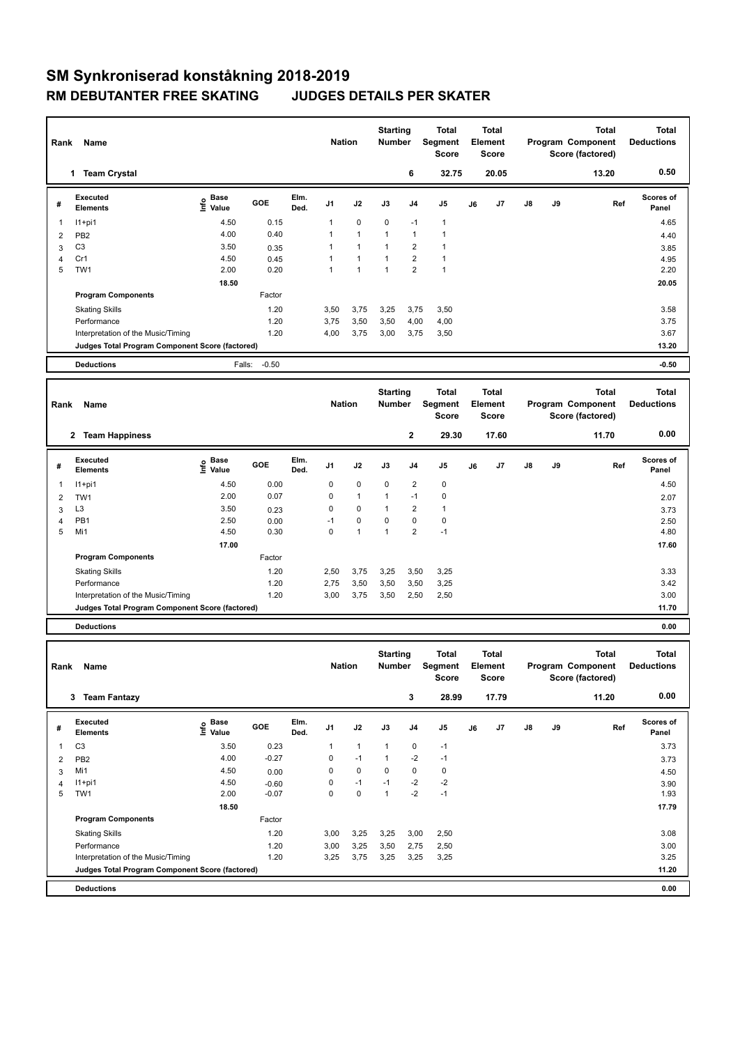# SM Synkroniserad konståkning 2018-2019

## RM DEBUTANTER FREE SKATING JUDGES DETAILS PER SKATER

| Rank | Name | Nation | Starting Number | Total Segment Score | Total Element Score | Total Program Component Score (factored) | Total Deductions |
|---|---|---|---|---|---|---|---|
| 1 | Team Crystal | | 6 | 32.75 | 20.05 | 13.20 | 0.50 |

| # | Executed Elements | Info | Base Value | GOE | Elm. Ded. | J1 | J2 | J3 | J4 | J5 | J6 | J7 | J8 | J9 | Ref | Scores of Panel |
|---|---|---|---|---|---|---|---|---|---|---|---|---|---|---|---|---|
| 1 | I1+pi1 | | 4.50 | 0.15 | | 1 | 0 | 0 | -1 | 1 | | | | | | 4.65 |
| 2 | PB2 | | 4.00 | 0.40 | | 1 | 1 | 1 | 1 | 1 | | | | | | 4.40 |
| 3 | C3 | | 3.50 | 0.35 | | 1 | 1 | 1 | 2 | 1 | | | | | | 3.85 |
| 4 | Cr1 | | 4.50 | 0.45 | | 1 | 1 | 1 | 2 | 1 | | | | | | 4.95 |
| 5 | TW1 | | 2.00 | 0.20 | | 1 | 1 | 1 | 2 | 1 | | | | | | 2.20 |
| | | | 18.50 | | | | | | | | | | | | | 20.05 |
| | Program Components | | | Factor | | | | | | | | | | | | |
| | Skating Skills | | | 1.20 | | 3,50 | 3,75 | 3,25 | 3,75 | 3,50 | | | | | | 3.58 |
| | Performance | | | 1.20 | | 3,75 | 3,50 | 3,50 | 4,00 | 4,00 | | | | | | 3.75 |
| | Interpretation of the Music/Timing | | | 1.20 | | 4,00 | 3,75 | 3,00 | 3,75 | 3,50 | | | | | | 3.67 |
| | Judges Total Program Component Score (factored) | | | | | | | | | | | | | | | 13.20 |
| | Deductions | | Falls: | -0.50 | | | | | | | | | | | | -0.50 |

| Rank | Name | Nation | Starting Number | Total Segment Score | Total Element Score | Total Program Component Score (factored) | Total Deductions |
|---|---|---|---|---|---|---|---|
| 2 | Team Happiness | | 2 | 29.30 | 17.60 | 11.70 | 0.00 |

| # | Executed Elements | Info | Base Value | GOE | Elm. Ded. | J1 | J2 | J3 | J4 | J5 | J6 | J7 | J8 | J9 | Ref | Scores of Panel |
|---|---|---|---|---|---|---|---|---|---|---|---|---|---|---|---|---|
| 1 | I1+pi1 | | 4.50 | 0.00 | | 0 | 0 | 0 | 2 | 0 | | | | | | 4.50 |
| 2 | TW1 | | 2.00 | 0.07 | | 0 | 1 | 1 | -1 | 0 | | | | | | 2.07 |
| 3 | L3 | | 3.50 | 0.23 | | 0 | 0 | 1 | 2 | 1 | | | | | | 3.73 |
| 4 | PB1 | | 2.50 | 0.00 | | -1 | 0 | 0 | 0 | 0 | | | | | | 2.50 |
| 5 | Mi1 | | 4.50 | 0.30 | | 0 | 1 | 1 | 2 | -1 | | | | | | 4.80 |
| | | | 17.00 | | | | | | | | | | | | | 17.60 |
| | Program Components | | | Factor | | | | | | | | | | | | |
| | Skating Skills | | | 1.20 | | 2,50 | 3,75 | 3,25 | 3,50 | 3,25 | | | | | | 3.33 |
| | Performance | | | 1.20 | | 2,75 | 3,50 | 3,50 | 3,50 | 3,25 | | | | | | 3.42 |
| | Interpretation of the Music/Timing | | | 1.20 | | 3,00 | 3,75 | 3,50 | 2,50 | 2,50 | | | | | | 3.00 |
| | Judges Total Program Component Score (factored) | | | | | | | | | | | | | | | 11.70 |
| | Deductions | | | | | | | | | | | | | | | 0.00 |

| Rank | Name | Nation | Starting Number | Total Segment Score | Total Element Score | Total Program Component Score (factored) | Total Deductions |
|---|---|---|---|---|---|---|---|
| 3 | Team Fantazy | | 3 | 28.99 | 17.79 | 11.20 | 0.00 |

| # | Executed Elements | Info | Base Value | GOE | Elm. Ded. | J1 | J2 | J3 | J4 | J5 | J6 | J7 | J8 | J9 | Ref | Scores of Panel |
|---|---|---|---|---|---|---|---|---|---|---|---|---|---|---|---|---|
| 1 | C3 | | 3.50 | 0.23 | | 1 | 1 | 1 | 0 | -1 | | | | | | 3.73 |
| 2 | PB2 | | 4.00 | -0.27 | | 0 | -1 | 1 | -2 | -1 | | | | | | 3.73 |
| 3 | Mi1 | | 4.50 | 0.00 | | 0 | 0 | 0 | 0 | 0 | | | | | | 4.50 |
| 4 | I1+pi1 | | 4.50 | -0.60 | | 0 | -1 | -1 | -2 | -2 | | | | | | 3.90 |
| 5 | TW1 | | 2.00 | -0.07 | | 0 | 0 | 1 | -2 | -1 | | | | | | 1.93 |
| | | | 18.50 | | | | | | | | | | | | | 17.79 |
| | Program Components | | | Factor | | | | | | | | | | | | |
| | Skating Skills | | | 1.20 | | 3,00 | 3,25 | 3,25 | 3,00 | 2,50 | | | | | | 3.08 |
| | Performance | | | 1.20 | | 3,00 | 3,25 | 3,50 | 2,75 | 2,50 | | | | | | 3.00 |
| | Interpretation of the Music/Timing | | | 1.20 | | 3,25 | 3,75 | 3,25 | 3,25 | 3,25 | | | | | | 3.25 |
| | Judges Total Program Component Score (factored) | | | | | | | | | | | | | | | 11.20 |
| | Deductions | | | | | | | | | | | | | | | 0.00 |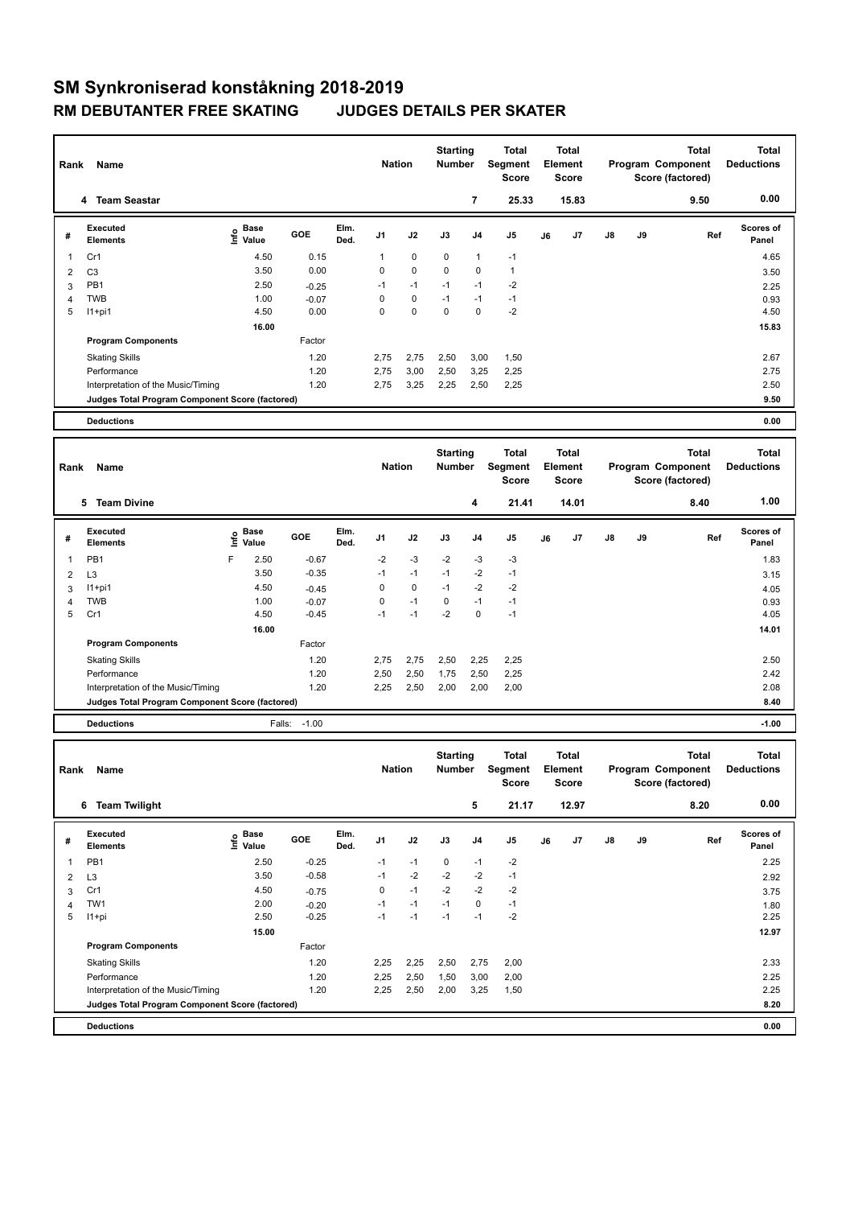# SM Synkroniserad konståkning 2018-2019

## RM DEBUTANTER FREE SKATING JUDGES DETAILS PER SKATER

| Rank | Name | Nation | Starting Number | Total Segment Score | Total Element Score | Total Program Component Score (factored) | Total Deductions |
|---|---|---|---|---|---|---|---|
| 4 | Team Seastar | | 7 | 25.33 | 15.83 | 9.50 | 0.00 |

| # | Executed Elements | Info | Base Value | GOE | Elm. Ded. | J1 | J2 | J3 | J4 | J5 | J6 | J7 | J8 | J9 | Ref | Scores of Panel |
|---|---|---|---|---|---|---|---|---|---|---|---|---|---|---|---|---|
| 1 | Cr1 | | 4.50 | 0.15 | | 1 | 0 | 0 | 1 | -1 | | | | | | 4.65 |
| 2 | C3 | | 3.50 | 0.00 | | 0 | 0 | 0 | 0 | 1 | | | | | | 3.50 |
| 3 | PB1 | | 2.50 | -0.25 | | -1 | -1 | -1 | -1 | -2 | | | | | | 2.25 |
| 4 | TWB | | 1.00 | -0.07 | | 0 | 0 | -1 | -1 | -1 | | | | | | 0.93 |
| 5 | I1+pi1 | | 4.50 | 0.00 | | 0 | 0 | 0 | 0 | -2 | | | | | | 4.50 |
| | | | 16.00 | | | | | | | | | | | | | 15.83 |
| | **Program Components** | | | Factor | | | | | | | | | | | | |
| | Skating Skills | | | 1.20 | | 2,75 | 2,75 | 2,50 | 3,00 | 1,50 | | | | | | 2.67 |
| | Performance | | | 1.20 | | 2,75 | 3,00 | 2,50 | 3,25 | 2,25 | | | | | | 2.75 |
| | Interpretation of the Music/Timing | | | 1.20 | | 2,75 | 3,25 | 2,25 | 2,50 | 2,25 | | | | | | 2.50 |
| | **Judges Total Program Component Score (factored)** | | | | | | | | | | | | | | | 9.50 |
| | **Deductions** | | | | | | | | | | | | | | | 0.00 |

| Rank | Name | Nation | Starting Number | Total Segment Score | Total Element Score | Total Program Component Score (factored) | Total Deductions |
|---|---|---|---|---|---|---|---|
| 5 | Team Divine | | 4 | 21.41 | 14.01 | 8.40 | 1.00 |

| # | Executed Elements | Info | Base Value | GOE | Elm. Ded. | J1 | J2 | J3 | J4 | J5 | J6 | J7 | J8 | J9 | Ref | Scores of Panel |
|---|---|---|---|---|---|---|---|---|---|---|---|---|---|---|---|---|
| 1 | PB1 | F | 2.50 | -0.67 | | -2 | -3 | -2 | -3 | -3 | | | | | | 1.83 |
| 2 | L3 | | 3.50 | -0.35 | | -1 | -1 | -1 | -2 | -1 | | | | | | 3.15 |
| 3 | I1+pi1 | | 4.50 | -0.45 | | 0 | 0 | -1 | -2 | -2 | | | | | | 4.05 |
| 4 | TWB | | 1.00 | -0.07 | | 0 | -1 | 0 | -1 | -1 | | | | | | 0.93 |
| 5 | Cr1 | | 4.50 | -0.45 | | -1 | -1 | -2 | 0 | -1 | | | | | | 4.05 |
| | | | 16.00 | | | | | | | | | | | | | 14.01 |
| | **Program Components** | | | Factor | | | | | | | | | | | | |
| | Skating Skills | | | 1.20 | | 2,75 | 2,75 | 2,50 | 2,25 | 2,25 | | | | | | 2.50 |
| | Performance | | | 1.20 | | 2,50 | 2,50 | 1,75 | 2,50 | 2,25 | | | | | | 2.42 |
| | Interpretation of the Music/Timing | | | 1.20 | | 2,25 | 2,50 | 2,00 | 2,00 | 2,00 | | | | | | 2.08 |
| | **Judges Total Program Component Score (factored)** | | | | | | | | | | | | | | | 8.40 |
| | **Deductions** | | | Falls: -1.00 | | | | | | | | | | | | -1.00 |

| Rank | Name | Nation | Starting Number | Total Segment Score | Total Element Score | Total Program Component Score (factored) | Total Deductions |
|---|---|---|---|---|---|---|---|
| 6 | Team Twilight | | 5 | 21.17 | 12.97 | 8.20 | 0.00 |

| # | Executed Elements | Info | Base Value | GOE | Elm. Ded. | J1 | J2 | J3 | J4 | J5 | J6 | J7 | J8 | J9 | Ref | Scores of Panel |
|---|---|---|---|---|---|---|---|---|---|---|---|---|---|---|---|---|
| 1 | PB1 | | 2.50 | -0.25 | | -1 | -1 | 0 | -1 | -2 | | | | | | 2.25 |
| 2 | L3 | | 3.50 | -0.58 | | -1 | -2 | -2 | -2 | -1 | | | | | | 2.92 |
| 3 | Cr1 | | 4.50 | -0.75 | | 0 | -1 | -2 | -2 | -2 | | | | | | 3.75 |
| 4 | TW1 | | 2.00 | -0.20 | | -1 | -1 | -1 | 0 | -1 | | | | | | 1.80 |
| 5 | I1+pi | | 2.50 | -0.25 | | -1 | -1 | -1 | -1 | -2 | | | | | | 2.25 |
| | | | 15.00 | | | | | | | | | | | | | 12.97 |
| | **Program Components** | | | Factor | | | | | | | | | | | | |
| | Skating Skills | | | 1.20 | | 2,25 | 2,25 | 2,50 | 2,75 | 2,00 | | | | | | 2.33 |
| | Performance | | | 1.20 | | 2,25 | 2,50 | 1,50 | 3,00 | 2,00 | | | | | | 2.25 |
| | Interpretation of the Music/Timing | | | 1.20 | | 2,25 | 2,50 | 2,00 | 3,25 | 1,50 | | | | | | 2.25 |
| | **Judges Total Program Component Score (factored)** | | | | | | | | | | | | | | | 8.20 |
| | **Deductions** | | | | | | | | | | | | | | | 0.00 |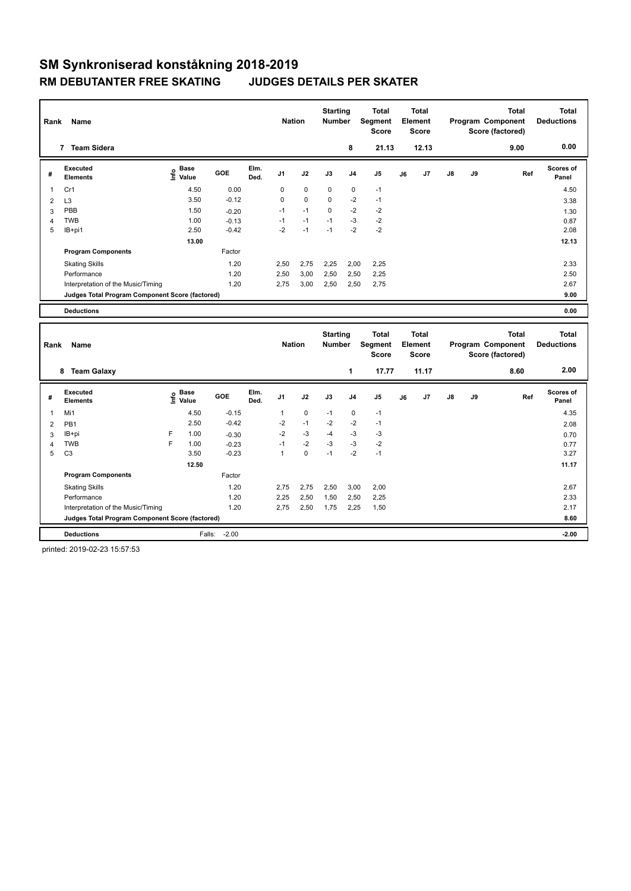# SM Synkroniserad konståkning 2018-2019

## RM DEBUTANTER FREE SKATING JUDGES DETAILS PER SKATER

| Rank | Name | Nation | Starting Number | Total Segment Score | Total Element Score | Total Program Component Score (factored) | Total Deductions |
|---|---|---|---|---|---|---|---|
| 7 | Team Sidera | | 8 | 21.13 | 12.13 | 9.00 | 0.00 |

| # | Executed Elements | Info | Base Value | GOE | Elm. Ded. | J1 | J2 | J3 | J4 | J5 | J6 | J7 | J8 | J9 | Ref | Scores of Panel |
|---|---|---|---|---|---|---|---|---|---|---|---|---|---|---|---|---|
| 1 | Cr1 | | 4.50 | 0.00 | | 0 | 0 | 0 | 0 | -1 | | | | | | 4.50 |
| 2 | L3 | | 3.50 | -0.12 | | 0 | 0 | 0 | -2 | -1 | | | | | | 3.38 |
| 3 | PBB | | 1.50 | -0.20 | | -1 | -1 | 0 | -2 | -2 | | | | | | 1.30 |
| 4 | TWB | | 1.00 | -0.13 | | -1 | -1 | -1 | -3 | -2 | | | | | | 0.87 |
| 5 | IB+pi1 | | 2.50 | -0.42 | | -2 | -1 | -1 | -2 | -2 | | | | | | 2.08 |
| | | | 13.00 | | | | | | | | | | | | | 12.13 |
| | **Program Components** | | | Factor | | | | | | | | | | | | |
| | Skating Skills | | | 1.20 | | 2,50 | 2,75 | 2,25 | 2,00 | 2,25 | | | | | | 2.33 |
| | Performance | | | 1.20 | | 2,50 | 3,00 | 2,50 | 2,50 | 2,25 | | | | | | 2.50 |
| | Interpretation of the Music/Timing | | | 1.20 | | 2,75 | 3,00 | 2,50 | 2,50 | 2,75 | | | | | | 2.67 |
| | **Judges Total Program Component Score (factored)** | | | | | | | | | | | | | | | 9.00 |
| | **Deductions** | | | | | | | | | | | | | | | 0.00 |

| Rank | Name | Nation | Starting Number | Total Segment Score | Total Element Score | Total Program Component Score (factored) | Total Deductions |
|---|---|---|---|---|---|---|---|
| 8 | Team Galaxy | | 1 | 17.77 | 11.17 | 8.60 | 2.00 |

| # | Executed Elements | Info | Base Value | GOE | Elm. Ded. | J1 | J2 | J3 | J4 | J5 | J6 | J7 | J8 | J9 | Ref | Scores of Panel |
|---|---|---|---|---|---|---|---|---|---|---|---|---|---|---|---|---|
| 1 | Mi1 | | 4.50 | -0.15 | | 1 | 0 | -1 | 0 | -1 | | | | | | 4.35 |
| 2 | PB1 | | 2.50 | -0.42 | | -2 | -1 | -2 | -2 | -1 | | | | | | 2.08 |
| 3 | IB+pi | F | 1.00 | -0.30 | | -2 | -3 | -4 | -3 | -3 | | | | | | 0.70 |
| 4 | TWB | F | 1.00 | -0.23 | | -1 | -2 | -3 | -3 | -2 | | | | | | 0.77 |
| 5 | C3 | | 3.50 | -0.23 | | 1 | 0 | -1 | -2 | -1 | | | | | | 3.27 |
| | | | 12.50 | | | | | | | | | | | | | 11.17 |
| | **Program Components** | | | Factor | | | | | | | | | | | | |
| | Skating Skills | | | 1.20 | | 2,75 | 2,75 | 2,50 | 3,00 | 2,00 | | | | | | 2.67 |
| | Performance | | | 1.20 | | 2,25 | 2,50 | 1,50 | 2,50 | 2,25 | | | | | | 2.33 |
| | Interpretation of the Music/Timing | | | 1.20 | | 2,75 | 2,50 | 1,75 | 2,25 | 1,50 | | | | | | 2.17 |
| | **Judges Total Program Component Score (factored)** | | | | | | | | | | | | | | | 8.60 |
| | **Deductions** | | Falls: | -2.00 | | | | | | | | | | | | -2.00 |

printed: 2019-02-23 15:57:53